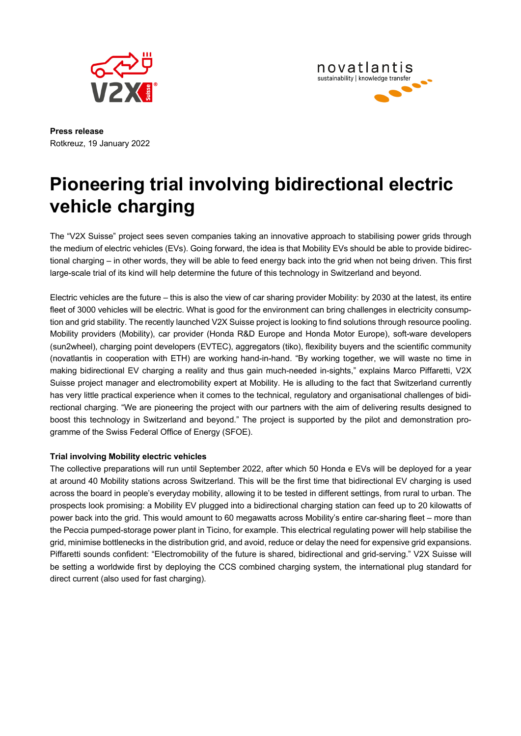**Press release**
Rotkreuz, 19 January 2022

# Pioneering trial involving bidirectional electric vehicle charging

The "V2X Suisse" project sees seven companies taking an innovative approach to stabilising power grids through the medium of electric vehicles (EVs). Going forward, the idea is that Mobility EVs should be able to provide bidirectional charging – in other words, they will be able to feed energy back into the grid when not being driven. This first large-scale trial of its kind will help determine the future of this technology in Switzerland and beyond.

Electric vehicles are the future – this is also the view of car sharing provider Mobility: by 2030 at the latest, its entire fleet of 3000 vehicles will be electric. What is good for the environment can bring challenges in electricity consumption and grid stability. The recently launched V2X Suisse project is looking to find solutions through resource pooling. Mobility providers (Mobility), car provider (Honda R&D Europe and Honda Motor Europe), soft-ware developers (sun2wheel), charging point developers (EVTEC), aggregators (tiko), flexibility buyers and the scientific community (novatlantis in cooperation with ETH) are working hand-in-hand. "By working together, we will waste no time in making bidirectional EV charging a reality and thus gain much-needed in-sights," explains Marco Piffaretti, V2X Suisse project manager and electromobility expert at Mobility. He is alluding to the fact that Switzerland currently has very little practical experience when it comes to the technical, regulatory and organisational challenges of bidirectional charging. "We are pioneering the project with our partners with the aim of delivering results designed to boost this technology in Switzerland and beyond." The project is supported by the pilot and demonstration programme of the Swiss Federal Office of Energy (SFOE).

**Trial involving Mobility electric vehicles**

The collective preparations will run until September 2022, after which 50 Honda e EVs will be deployed for a year at around 40 Mobility stations across Switzerland. This will be the first time that bidirectional EV charging is used across the board in people's everyday mobility, allowing it to be tested in different settings, from rural to urban. The prospects look promising: a Mobility EV plugged into a bidirectional charging station can feed up to 20 kilowatts of power back into the grid. This would amount to 60 megawatts across Mobility's entire car-sharing fleet – more than the Peccia pumped-storage power plant in Ticino, for example. This electrical regulating power will help stabilise the grid, minimise bottlenecks in the distribution grid, and avoid, reduce or delay the need for expensive grid expansions. Piffaretti sounds confident: "Electromobility of the future is shared, bidirectional and grid-serving." V2X Suisse will be setting a worldwide first by deploying the CCS combined charging system, the international plug standard for direct current (also used for fast charging).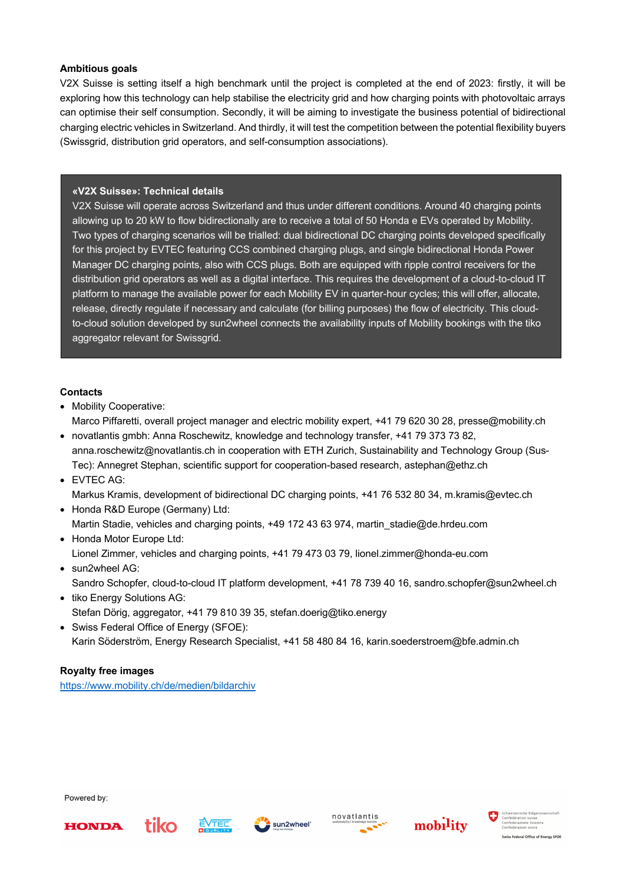**Ambitious goals**

V2X Suisse is setting itself a high benchmark until the project is completed at the end of 2023: firstly, it will be exploring how this technology can help stabilise the electricity grid and how charging points with photovoltaic arrays can optimise their self consumption. Secondly, it will be aiming to investigate the business potential of bidirectional charging electric vehicles in Switzerland. And thirdly, it will test the competition between the potential flexibility buyers (Swissgrid, distribution grid operators, and self-consumption associations).

**«V2X Suisse»: Technical details**

V2X Suisse will operate across Switzerland and thus under different conditions. Around 40 charging points allowing up to 20 kW to flow bidirectionally are to receive a total of 50 Honda e EVs operated by Mobility. Two types of charging scenarios will be trialled: dual bidirectional DC charging points developed specifically for this project by EVTEC featuring CCS combined charging plugs, and single bidirectional Honda Power Manager DC charging points, also with CCS plugs. Both are equipped with ripple control receivers for the distribution grid operators as well as a digital interface. This requires the development of a cloud-to-cloud IT platform to manage the available power for each Mobility EV in quarter-hour cycles; this will offer, allocate, release, directly regulate if necessary and calculate (for billing purposes) the flow of electricity. This cloud-to-cloud solution developed by sun2wheel connects the availability inputs of Mobility bookings with the tiko aggregator relevant for Swissgrid.

**Contacts**

- Mobility Cooperative:
  Marco Piffaretti, overall project manager and electric mobility expert, +41 79 620 30 28, presse@mobility.ch
- novatlantis gmbh: Anna Roschewitz, knowledge and technology transfer, +41 79 373 73 82, anna.roschewitz@novatlantis.ch in cooperation with ETH Zurich, Sustainability and Technology Group (Sus-Tec): Annegret Stephan, scientific support for cooperation-based research, astephan@ethz.ch
- EVTEC AG:
  Markus Kramis, development of bidirectional DC charging points, +41 76 532 80 34, m.kramis@evtec.ch
- Honda R&D Europe (Germany) Ltd:
  Martin Stadie, vehicles and charging points, +49 172 43 63 974, martin_stadie@de.hrdeu.com
- Honda Motor Europe Ltd:
  Lionel Zimmer, vehicles and charging points, +41 79 473 03 79, lionel.zimmer@honda-eu.com
- sun2wheel AG:
  Sandro Schopfer, cloud-to-cloud IT platform development, +41 78 739 40 16, sandro.schopfer@sun2wheel.ch
- tiko Energy Solutions AG:
  Stefan Dörig, aggregator, +41 79 810 39 35, stefan.doerig@tiko.energy
- Swiss Federal Office of Energy (SFOE):
  Karin Söderström, Energy Research Specialist, +41 58 480 84 16, karin.soederstroem@bfe.admin.ch

**Royalty free images**

https://www.mobility.ch/de/medien/bildarchiv

Powered by:

HONDA · tiko · EVTEC · sun2wheel · novatlantis · mobility · Swiss Federal Office of Energy SFOE